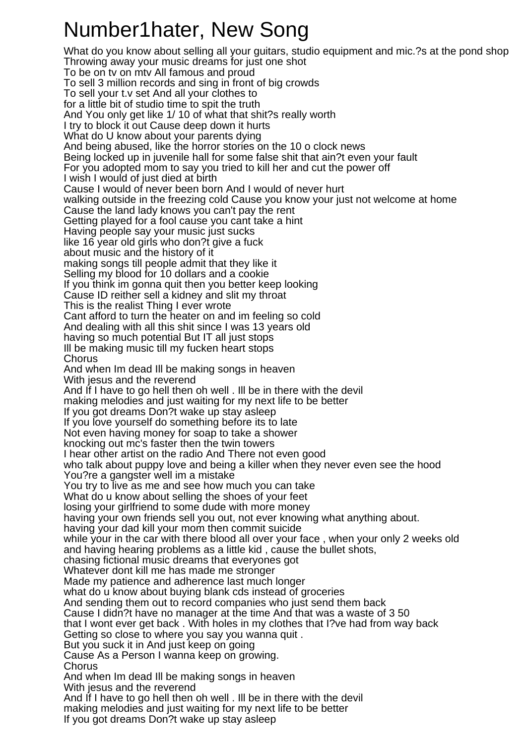# Number1hater, New Song

What do you know about selling all your guitars, studio equipment and mic.?s at the pond shop
Throwing away your music dreams for just one shot
To be on tv on mtv All famous and proud
To sell 3 million records and sing in front of big crowds
To sell your t.v set And all your clothes to
for a little bit of studio time to spit the truth
And You only get like 1/ 10 of what that shit?s really worth
I try to block it out Cause deep down it hurts
What do U know about your parents dying
And being abused, like the horror stories on the 10 o clock news
Being locked up in juvenile hall for some false shit that ain?t even your fault
For you adopted mom to say you tried to kill her and cut the power off
I wish I would of just died at birth
Cause I would of never been born And I would of never hurt
walking outside in the freezing cold Cause you know your just not welcome at home
Cause the land lady knows you can't pay the rent
Getting played for a fool cause you cant take a hint
Having people say your music just sucks
like 16 year old girls who don?t give a fuck
about music and the history of it
making songs till people admit that they like it
Selling my blood for 10 dollars and a cookie
If you think im gonna quit then you better keep looking
Cause ID reither sell a kidney and slit my throat
This is the realist Thing I ever wrote
Cant afford to turn the heater on and im feeling so cold
And dealing with all this shit since I was 13 years old
having so much potential But IT all just stops
Ill be making music till my fucken heart stops
Chorus
And when Im dead Ill be making songs in heaven
With jesus and the reverend
And If I have to go hell then oh well . Ill be in there with the devil
making melodies and just waiting for my next life to be better
If you got dreams Don?t wake up stay asleep
If you love yourself do something before its to late
Not even having money for soap to take a shower
knocking out mc's faster then the twin towers
I hear other artist on the radio And There not even good
who talk about puppy love and being a killer when they never even see the hood
You?re a gangster well im a mistake
You try to live as me and see how much you can take
What do u know about selling the shoes of your feet
losing your girlfriend to some dude with more money
having your own friends sell you out, not ever knowing what anything about.
having your dad kill your mom then commit suicide
while your in the car with there blood all over your face , when your only 2 weeks old
and having hearing problems as a little kid , cause the bullet shots,
chasing fictional music dreams that everyones got
Whatever dont kill me has made me stronger
Made my patience and adherence last much longer
what do u know about buying blank cds instead of groceries
And sending them out to record companies who just send them back
Cause I didn?t have no manager at the time And that was a waste of 3 50
that I wont ever get back . With holes in my clothes that I?ve had from way back
Getting so close to where you say you wanna quit .
But you suck it in And just keep on going
Cause As a Person I wanna keep on growing.
Chorus
And when Im dead Ill be making songs in heaven
With jesus and the reverend
And If I have to go hell then oh well . Ill be in there with the devil
making melodies and just waiting for my next life to be better
If you got dreams Don?t wake up stay asleep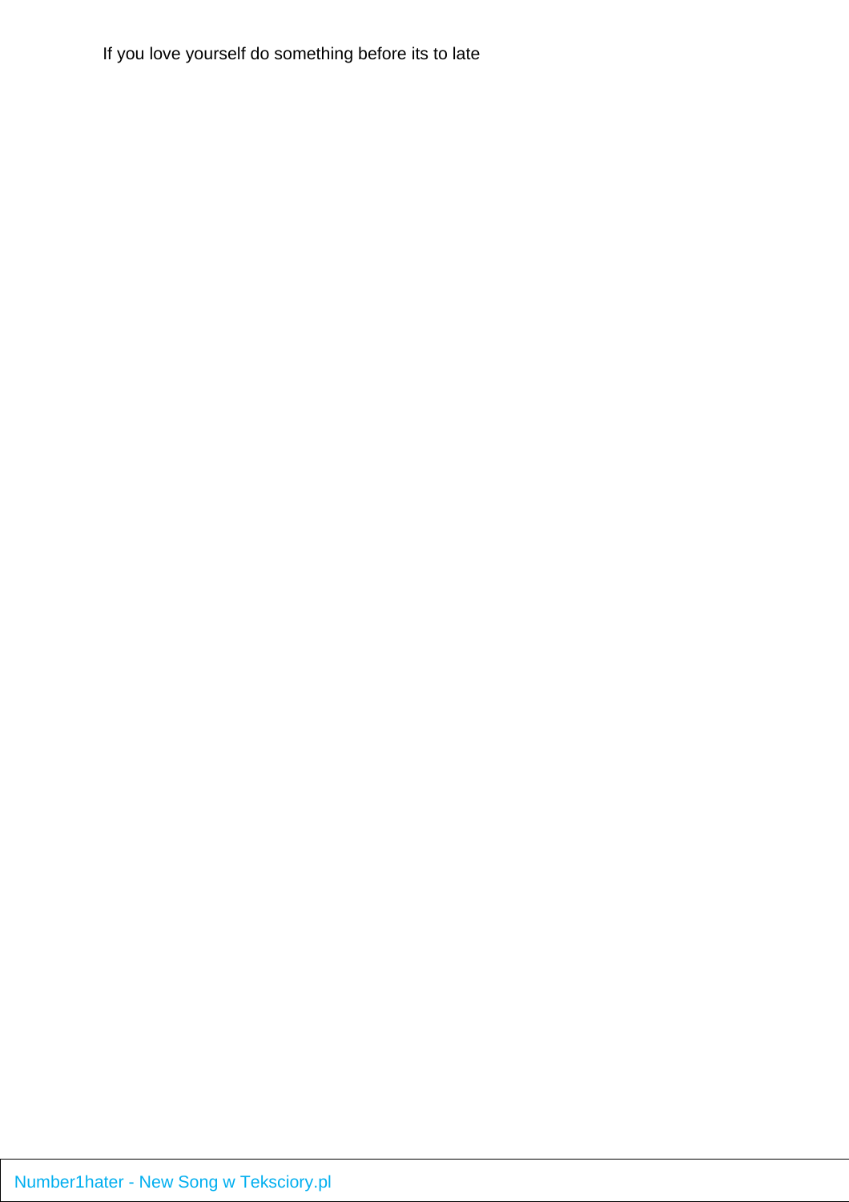If you love yourself do something before its to late